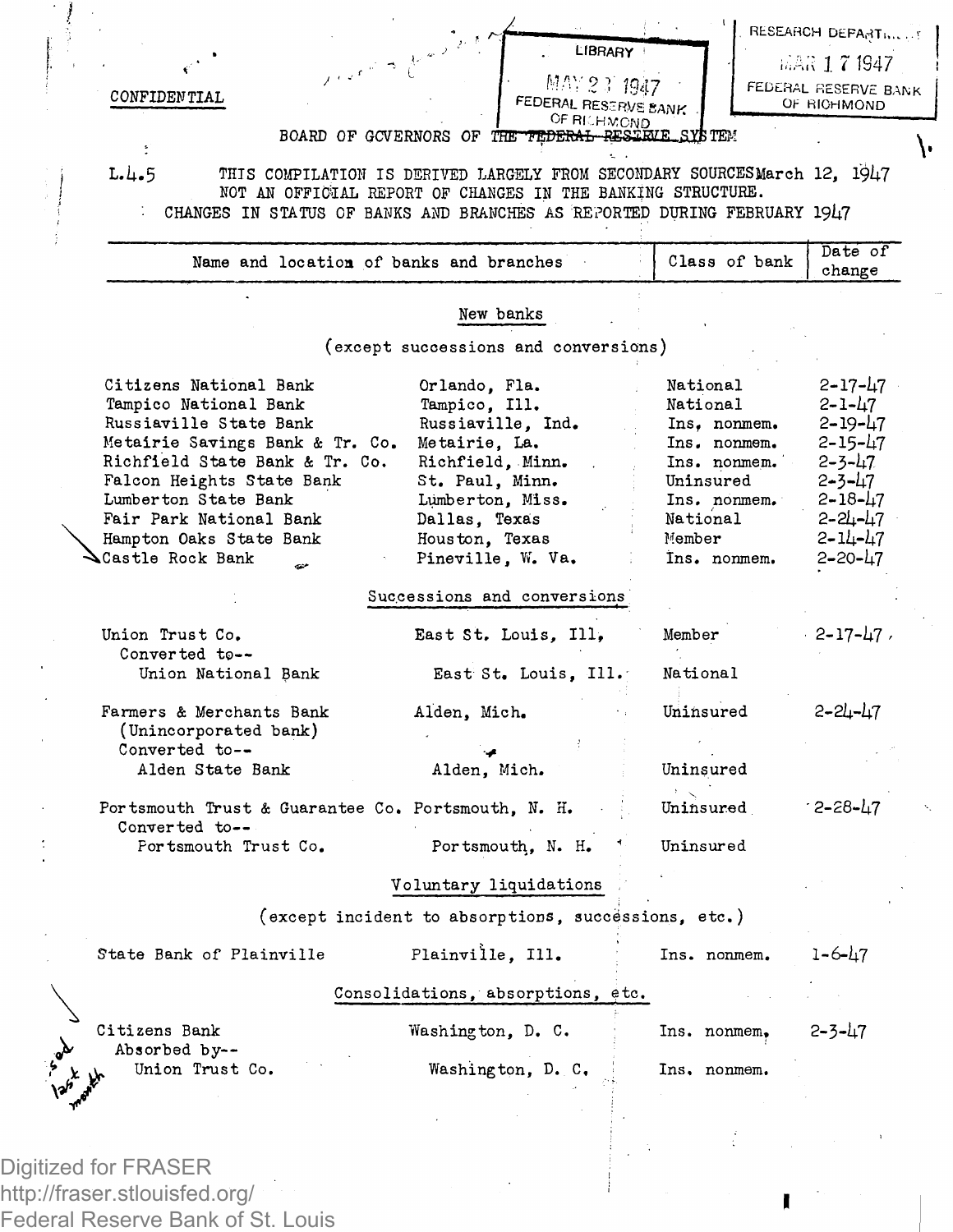CONFIDENTIAL

BOARD OF GOVERNORS OF THE FEDERAL RESERVE SYSTEM

L.4.5 THIS COMPILATION IS DERIVED LARGELY FROM SECONDARY SOURCES March 12, 1947
NOT AN OFFICIAL REPORT OF CHANGES IN THE BANKING STRUCTURE.

CHANGES IN STATUS OF BANKS AND BRANCHES AS REPORTED DURING FEBRUARY 1947

| Name and location of banks and branches | | Class of bank | Date of change |
|---|---|---|---|
| **New banks** (except successions and conversions) | | | |
| Citizens National Bank | Orlando, Fla. | National | 2-17-47 |
| Tampico National Bank | Tampico, Ill. | National | 2-1-47 |
| Russiaville State Bank | Russiaville, Ind. | Ins. nonmem. | 2-19-47 |
| Metairie Savings Bank & Tr. Co. | Metairie, La. | Ins. nonmem. | 2-15-47 |
| Richfield State Bank & Tr. Co. | Richfield, Minn. | Ins. nonmem. | 2-3-47 |
| Falcon Heights State Bank | St. Paul, Minn. | Uninsured | 2-3-47 |
| Lumberton State Bank | Lumberton, Miss. | Ins. nonmem. | 2-18-47 |
| Fair Park National Bank | Dallas, Texas | National | 2-24-47 |
| Hampton Oaks State Bank | Houston, Texas | Member | 2-14-47 |
| Castle Rock Bank | Pineville, W. Va. | Ins. nonmem. | 2-20-47 |
| **Successions and conversions** | | | |
| Union Trust Co. | East St. Louis, Ill, | Member | 2-17-47 |
| Converted to-- Union National Bank | East St. Louis, Ill. | National | |
| Farmers & Merchants Bank (Unincorporated bank) | Alden, Mich. | Uninsured | 2-24-47 |
| Converted to-- Alden State Bank | Alden, Mich. | Uninsured | |
| Portsmouth Trust & Guarantee Co. | Portsmouth, N. H. | Uninsured | 2-28-47 |
| Converted to-- Portsmouth Trust Co. | Portsmouth, N. H. | Uninsured | |
| **Voluntary liquidations** (except incident to absorptions, successions, etc.) | | | |
| State Bank of Plainville | Plainville, Ill. | Ins. nonmem. | 1-6-47 |
| **Consolidations, absorptions, etc.** | | | |
| Citizens Bank | Washington, D. C. | Ins. nonmem. | 2-3-47 |
| Absorbed by-- Union Trust Co. | Washington, D. C. | Ins. nonmem. | |

sod last month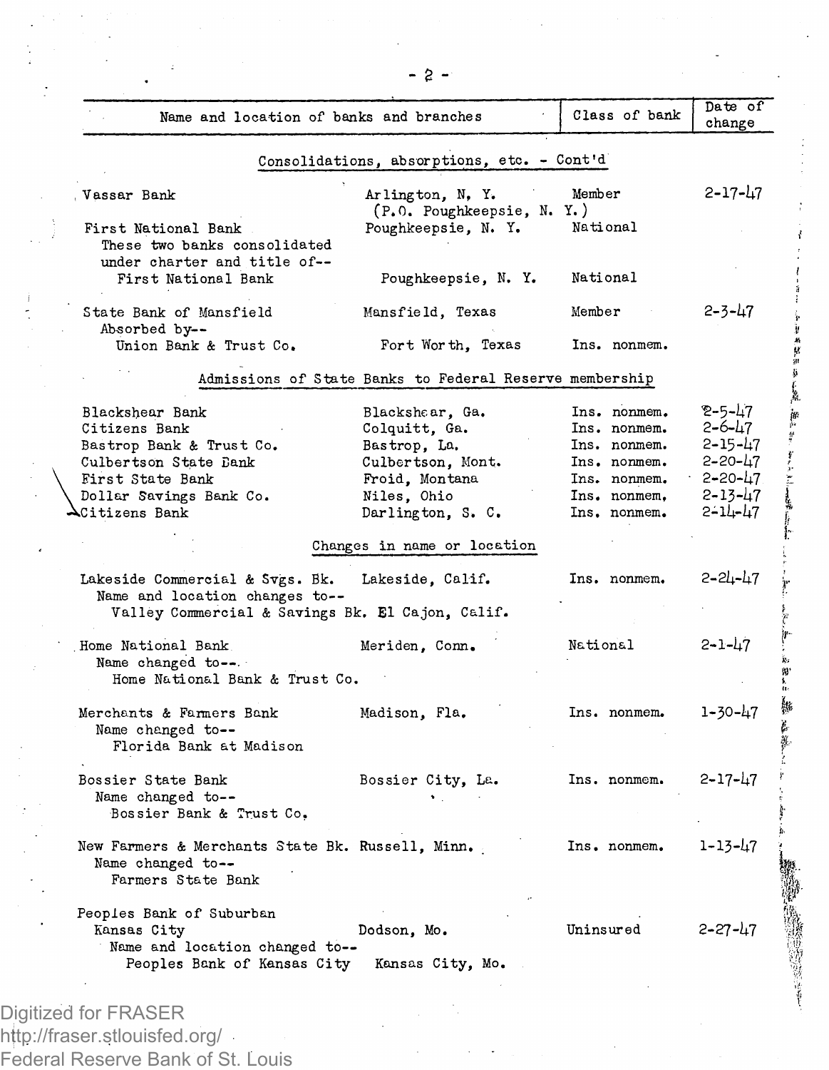| Name and location of banks and branches | | Class of bank | Date of change |
|---|---|---|---|
| **Consolidations, absorptions, etc. - Cont'd** | | | |
| Vassar Bank | Arlington, N. Y. (P.O. Poughkeepsie, N. Y.) | Member | 2-17-47 |
| First National Bank | Poughkeepsie, N. Y. | National | |
| These two banks consolidated under charter and title of-- | | | |
| First National Bank | Poughkeepsie, N. Y. | National | |
| State Bank of Mansfield | Mansfield, Texas | Member | 2-3-47 |
| Absorbed by-- | | | |
| Union Bank & Trust Co. | Fort Worth, Texas | Ins. nonmem. | |
| **Admissions of State Banks to Federal Reserve membership** | | | |
| Blackshear Bank | Blackshear, Ga. | Ins. nonmem. | 2-5-47 |
| Citizens Bank | Colquitt, Ga. | Ins. nonmem. | 2-6-47 |
| Bastrop Bank & Trust Co. | Bastrop, La. | Ins. nonmem. | 2-15-47 |
| Culbertson State Bank | Culbertson, Mont. | Ins. nonmem. | 2-20-47 |
| First State Bank | Froid, Montana | Ins. nonmem. | 2-20-47 |
| Dollar Savings Bank Co. | Niles, Ohio | Ins. nonmem. | 2-13-47 |
| Citizens Bank | Darlington, S. C. | Ins. nonmem. | 2-14-47 |
| **Changes in name or location** | | | |
| Lakeside Commercial & Svgs. Bk. | Lakeside, Calif. | Ins. nonmem. | 2-24-47 |
| Name and location changes to-- | | | |
| Valley Commercial & Savings Bk. | El Cajon, Calif. | | |
| Home National Bank | Meriden, Conn. | National | 2-1-47 |
| Name changed to-- | | | |
| Home National Bank & Trust Co. | | | |
| Merchants & Farmers Bank | Madison, Fla. | Ins. nonmem. | 1-30-47 |
| Name changed to-- | | | |
| Florida Bank at Madison | | | |
| Bossier State Bank | Bossier City, La. | Ins. nonmem. | 2-17-47 |
| Name changed to-- | | | |
| Bossier Bank & Trust Co. | | | |
| New Farmers & Merchants State Bk. | Russell, Minn. | Ins. nonmem. | 1-13-47 |
| Name changed to-- | | | |
| Farmers State Bank | | | |
| Peoples Bank of Suburban Kansas City | Dodson, Mo. | Uninsured | 2-27-47 |
| Name and location changed to-- | | | |
| Peoples Bank of Kansas City | Kansas City, Mo. | | |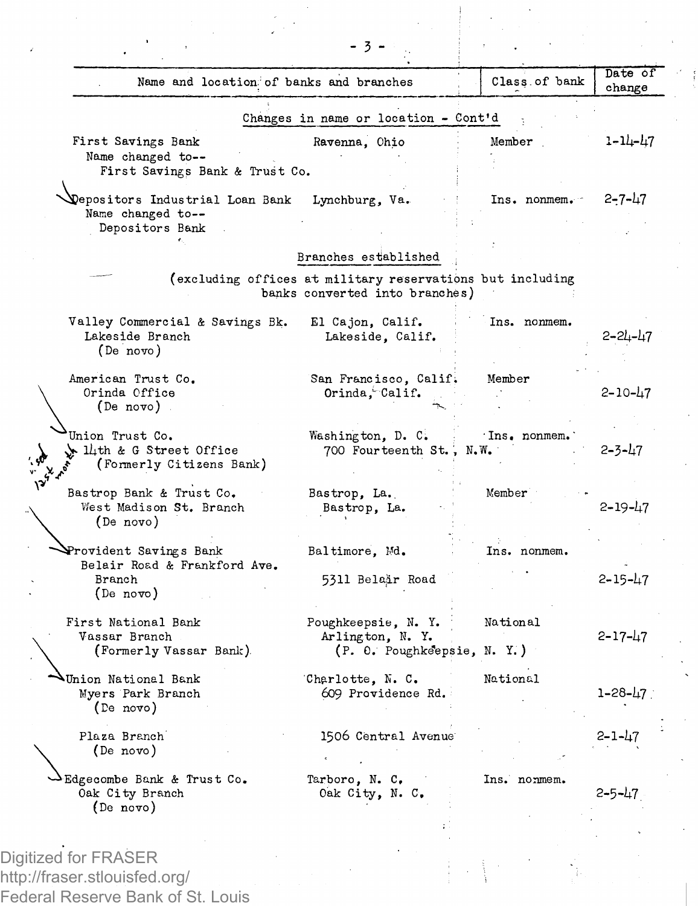| Name and location of banks and branches | | Class of bank | Date of change |
|---|---|---|---|
| | **Changes in name or location - Cont'd** | | |
| First Savings Bank<br>Name changed to--<br>First Savings Bank & Trust Co. | Ravenna, Ohio | Member | 1-14-47 |
| Depositors Industrial Loan Bank<br>Name changed to--<br>Depositors Bank | Lynchburg, Va. | Ins. nonmem. | 2-7-47 |
| | **Branches established**<br>(excluding offices at military reservations but including banks converted into branches) | | |
| Valley Commercial & Savings Bk.<br>Lakeside Branch<br>(De novo) | El Cajon, Calif.<br>Lakeside, Calif. | Ins. nonmem. | 2-24-47 |
| American Trust Co.<br>Orinda Office<br>(De novo) | San Francisco, Calif.<br>Orinda, Calif. | Member | 2-10-47 |
| Union Trust Co.<br>14th & G Street Office<br>(Formerly Citizens Bank) | Washington, D. C.<br>700 Fourteenth St., N.W. | Ins. nonmem. | 2-3-47 |
| Bastrop Bank & Trust Co.<br>West Madison St. Branch<br>(De novo) | Bastrop, La.<br>Bastrop, La. | Member | 2-19-47 |
| Provident Savings Bank<br>Belair Road & Frankford Ave. Branch<br>(De novo) | Baltimore, Md.<br>5311 Belair Road | Ins. nonmem. | 2-15-47 |
| First National Bank<br>Vassar Branch<br>(Formerly Vassar Bank) | Poughkeepsie, N. Y.<br>Arlington, N. Y.<br>(P. O. Poughkeepsie, N. Y.) | National | 2-17-47 |
| Union National Bank<br>Myers Park Branch<br>(De novo) | Charlotte, N. C.<br>609 Providence Rd. | National | 1-28-47 |
| Plaza Branch<br>(De novo) | 1506 Central Avenue | | 2-1-47 |
| Edgecombe Bank & Trust Co.<br>Oak City Branch<br>(De novo) | Tarboro, N. C.<br>Oak City, N. C. | Ins. nonmem. | 2-5-47 |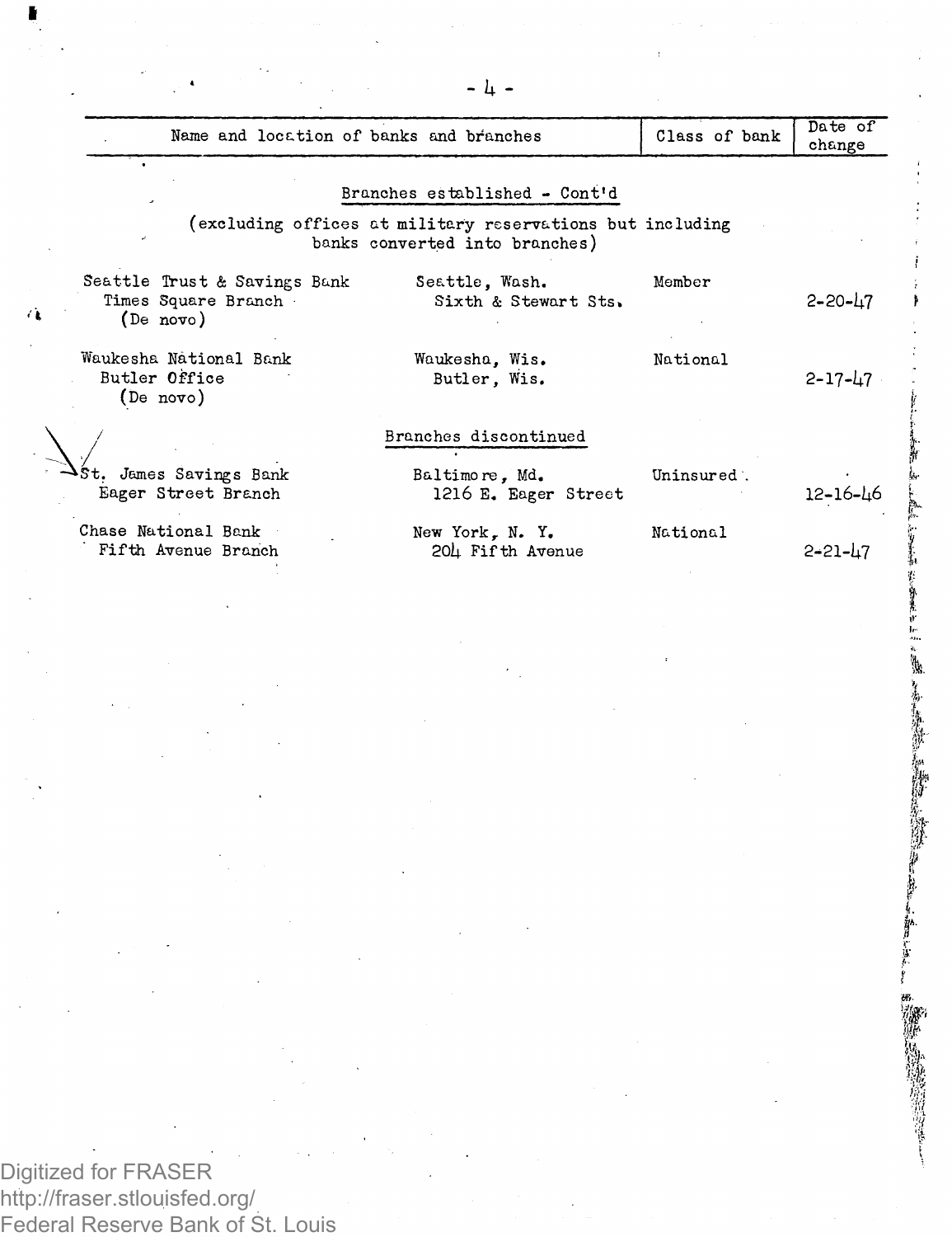| Name and location of banks and branches | | Class of bank | Date of change |
|---|---|---|---|
| | **Branches established - Cont'd** | | |
| | (excluding offices at military reservations but including banks converted into branches) | | |
| Seattle Trust & Savings Bank<br>Times Square Branch<br>(De novo) | Seattle, Wash.<br>Sixth & Stewart Sts. | Member | 2-20-47 |
| Waukesha National Bank<br>Butler Office<br>(De novo) | Waukesha, Wis.<br>Butler, Wis. | National | 2-17-47 |
| | **Branches discontinued** | | |
| St. James Savings Bank<br>Eager Street Branch | Baltimore, Md.<br>1216 E. Eager Street | Uninsured | 12-16-46 |
| Chase National Bank<br>Fifth Avenue Branch | New York, N. Y.<br>204 Fifth Avenue | National | 2-21-47 |